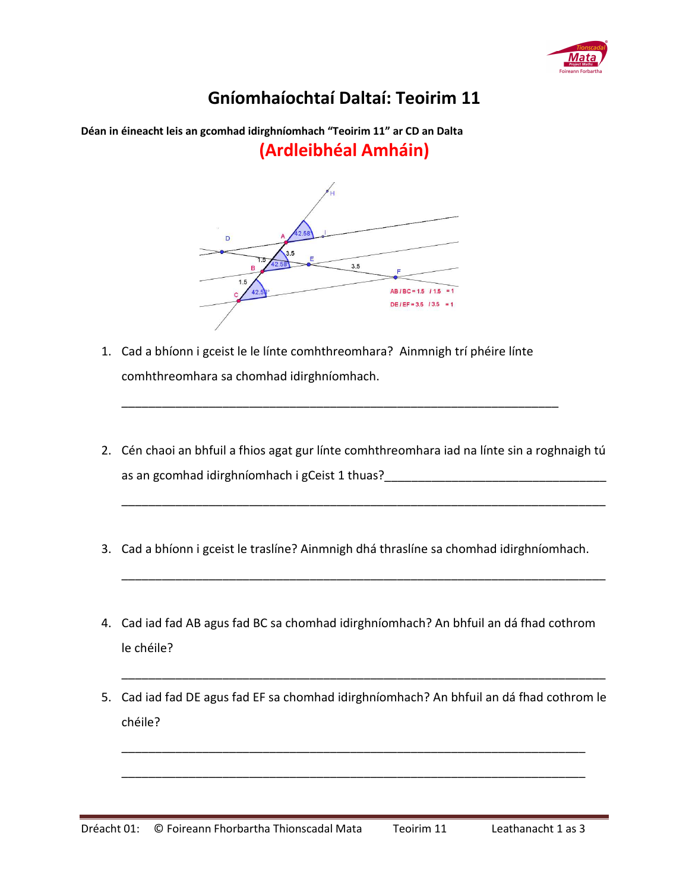# Gníomhaíochtaí Daltaí: Teoirim 11

**Déan in éineacht leis an gcomhad idirghníomhach "Teoirim 11" ar CD an Dalta**

## (Ardleibhéal Amháin)

1. Cad a bhíonn i gceist le le línte comhthreomhara? Ainmnigh trí phéire línte comhthreomhara sa chomhad idirghníomhach.

   ______________________________________________________________________

2. Cén chaoi an bhfuil a fhios agat gur línte comhthreomhara iad na línte sin a roghnaigh tú as an gcomhad idirghníomhach i gCeist 1 thuas?__________________________________

   ______________________________________________________________________

3. Cad a bhíonn i gceist le traslíne? Ainmnigh dhá thraslíne sa chomhad idirghníomhach.

   ______________________________________________________________________

4. Cad iad fad AB agus fad BC sa chomhad idirghníomhach? An bhfuil an dá fhad cothrom le chéile?

   ______________________________________________________________________

5. Cad iad fad DE agus fad EF sa chomhad idirghníomhach? An bhfuil an dá fhad cothrom le chéile?

   ______________________________________________________________________

   ______________________________________________________________________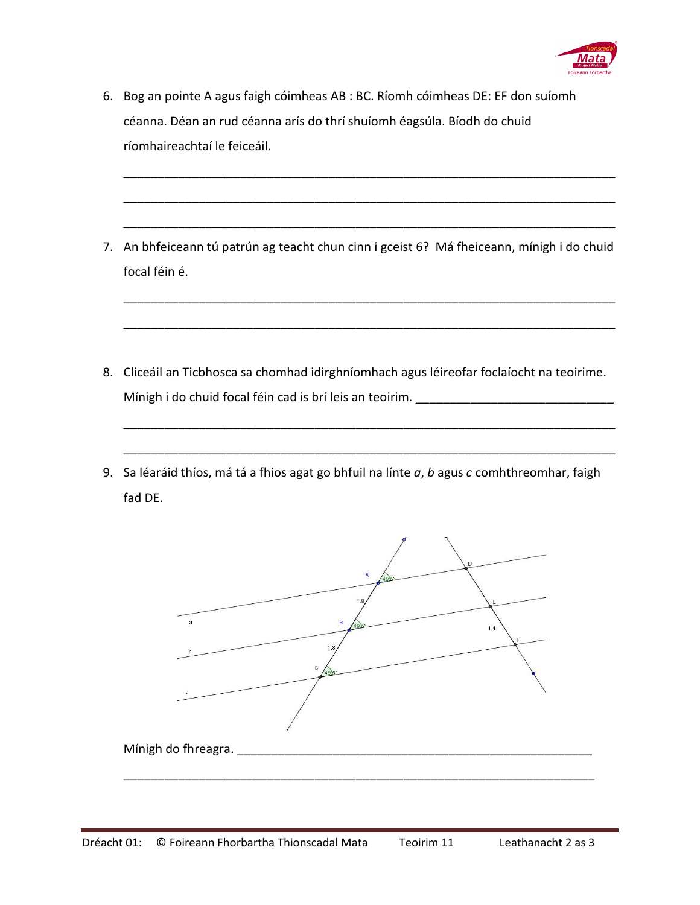6. Bog an pointe A agus faigh cóimheas AB : BC. Ríomh cóimheas DE: EF don suíomh céanna. Déan an rud céanna arís do thrí shuíomh éagsúla. Bíodh do chuid ríomhaireachtaí le feiceáil.

______________________________________________________________________

______________________________________________________________________

______________________________________________________________________

7. An bhfeiceann tú patrún ag teacht chun cinn i gceist 6? Má fheiceann, mínigh i do chuid focal féin é.

______________________________________________________________________

______________________________________________________________________

8. Cliceáil an Ticbhosca sa chomhad idirghníomhach agus léireofar foclaíocht na teoirime. Mínigh i do chuid focal féin cad is brí leis an teoirim. ____________________________

______________________________________________________________________

______________________________________________________________________

9. Sa léaráid thíos, má tá a fhios agat go bhfuil na línte *a*, *b* agus *c* comhthreomhar, faigh fad DE.

Mínigh do fhreagra. ______________________________________________________

______________________________________________________________________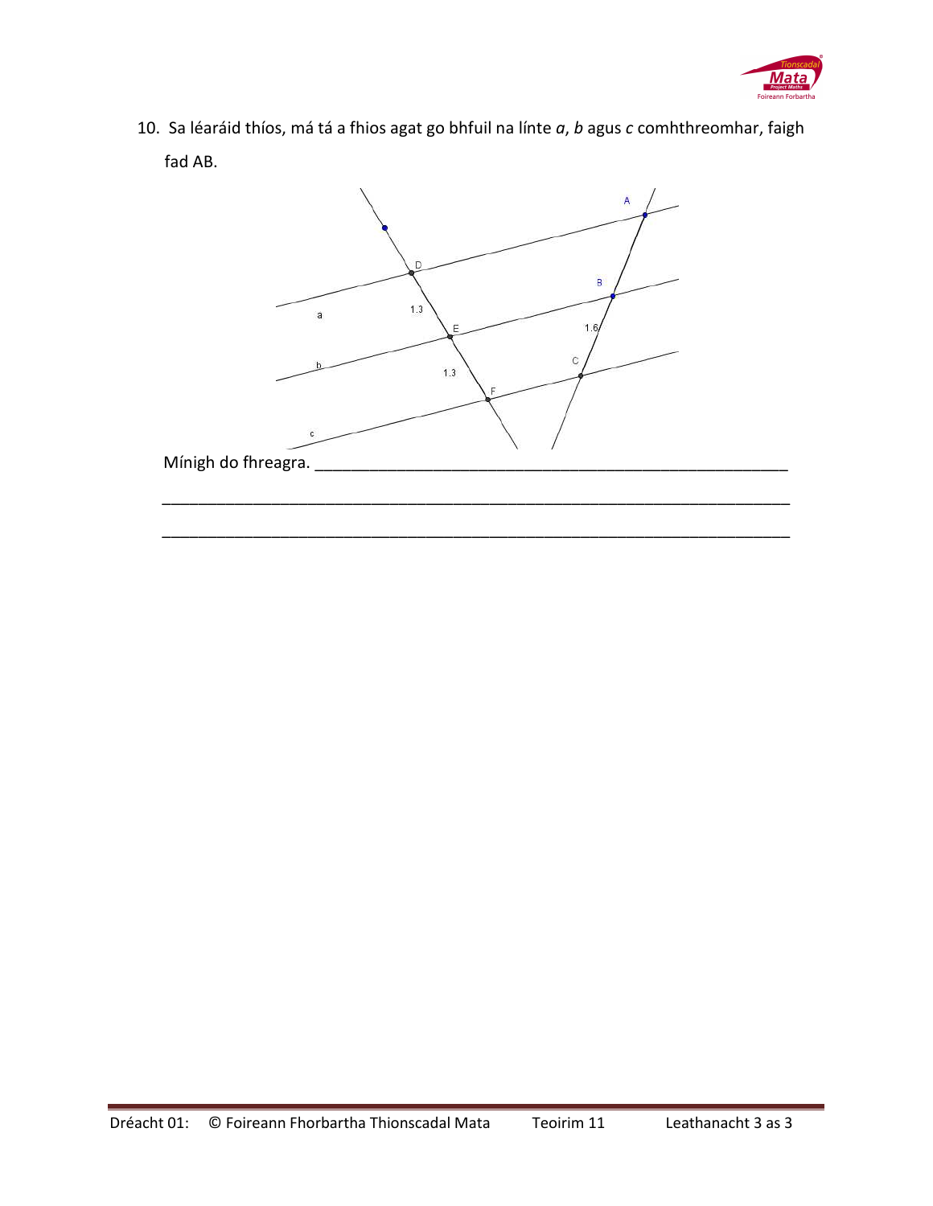10. Sa léaráid thíos, má tá a fhios agat go bhfuil na línte *a*, *b* agus *c* comhthreomhar, faigh fad AB.

A
D
B
a
1.3
E
1.6
b
C
1.3
F
c

Mínigh do fhreagra. ____________________________________________

________________________________________________________________

________________________________________________________________